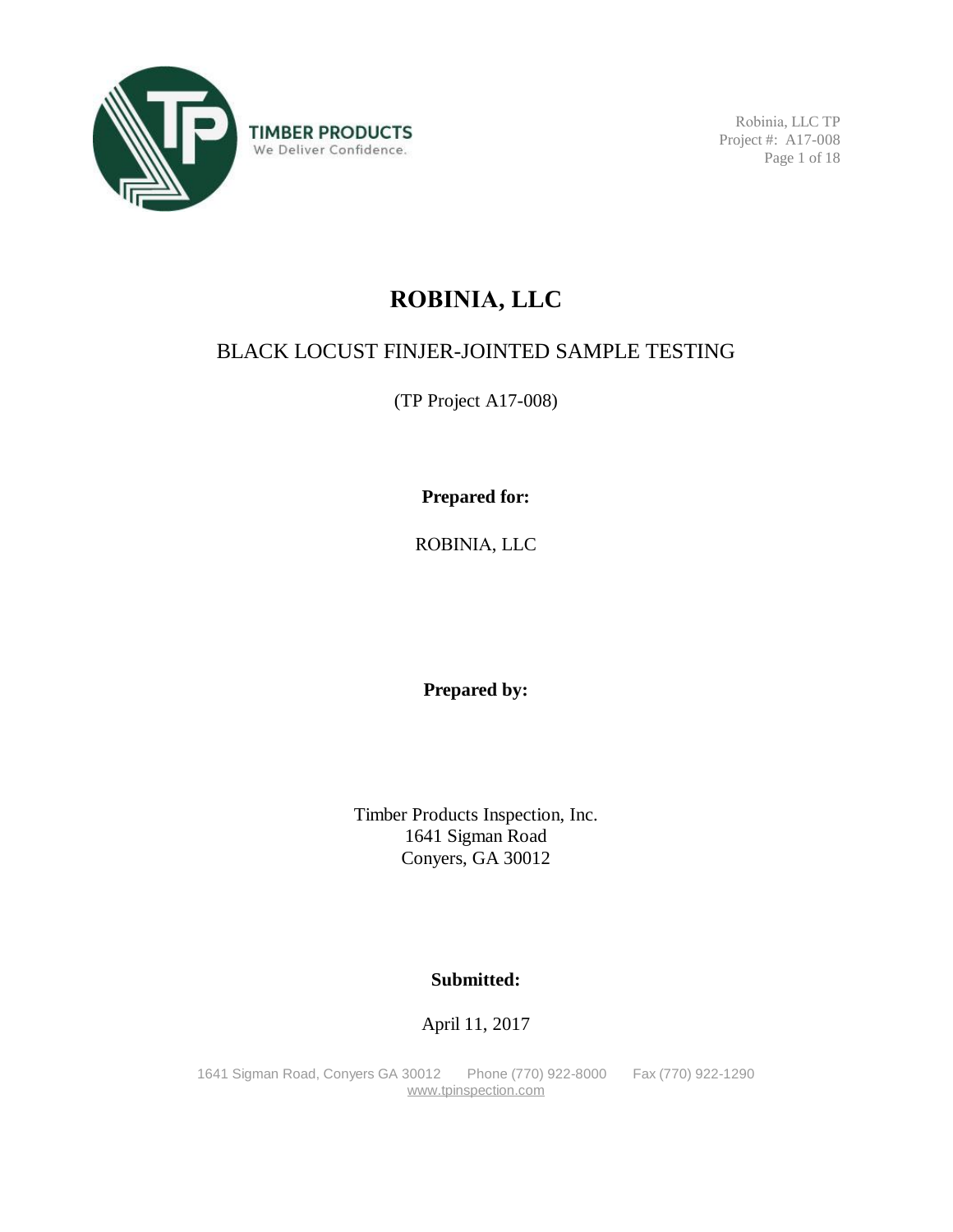# ROBINIA, LLC

## BLACK LOCUST FINJER-JOINTED SAMPLE TESTING

(TP Project A17-008)

**Prepared for:**

ROBINIA, LLC

**Prepared by:**

Timber Products Inspection, Inc.
1641 Sigman Road
Conyers, GA 30012

**Submitted:**

April 11, 2017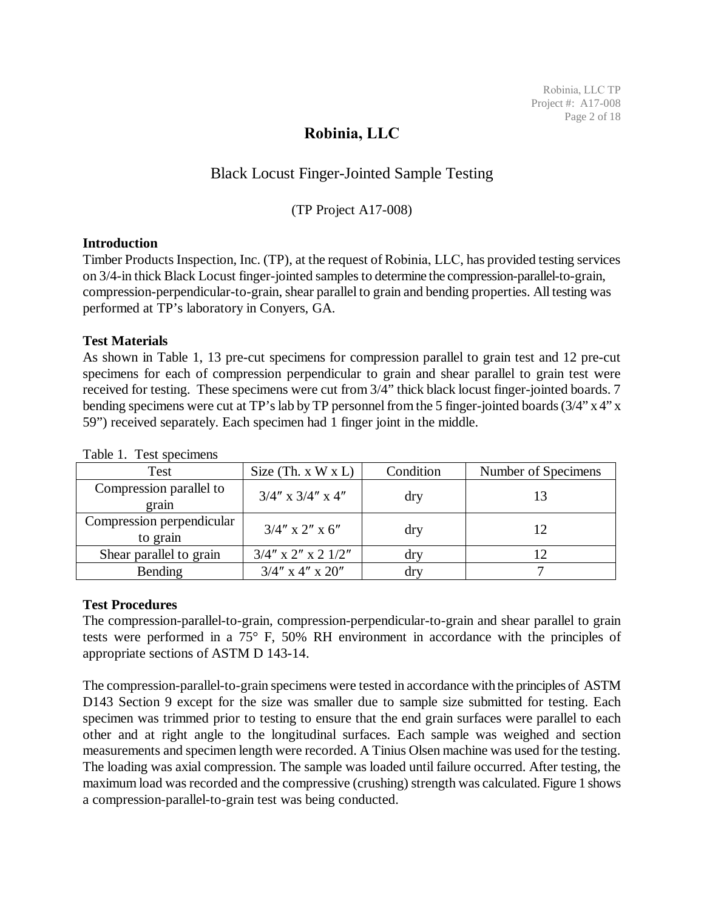# Robinia, LLC

## Black Locust Finger-Jointed Sample Testing

(TP Project A17-008)

### Introduction

Timber Products Inspection, Inc. (TP), at the request of Robinia, LLC, has provided testing services on 3/4-in thick Black Locust finger-jointed samples to determine the compression-parallel-to-grain, compression-perpendicular-to-grain, shear parallel to grain and bending properties. All testing was performed at TP's laboratory in Conyers, GA.

### Test Materials

As shown in Table 1, 13 pre-cut specimens for compression parallel to grain test and 12 pre-cut specimens for each of compression perpendicular to grain and shear parallel to grain test were received for testing. These specimens were cut from 3/4" thick black locust finger-jointed boards. 7 bending specimens were cut at TP's lab by TP personnel from the 5 finger-jointed boards (3/4" x 4" x 59") received separately. Each specimen had 1 finger joint in the middle.

Table 1. Test specimens

| Test | Size (Th. x W x L) | Condition | Number of Specimens |
|---|---|---|---|
| Compression parallel to grain | 3/4″ x 3/4″ x 4″ | dry | 13 |
| Compression perpendicular to grain | 3/4″ x 2″ x 6″ | dry | 12 |
| Shear parallel to grain | 3/4″ x 2″ x 2 1/2″ | dry | 12 |
| Bending | 3/4″ x 4″ x 20″ | dry | 7 |

### Test Procedures

The compression-parallel-to-grain, compression-perpendicular-to-grain and shear parallel to grain tests were performed in a 75° F, 50% RH environment in accordance with the principles of appropriate sections of ASTM D 143-14.

The compression-parallel-to-grain specimens were tested in accordance with the principles of ASTM D143 Section 9 except for the size was smaller due to sample size submitted for testing. Each specimen was trimmed prior to testing to ensure that the end grain surfaces were parallel to each other and at right angle to the longitudinal surfaces. Each sample was weighed and section measurements and specimen length were recorded. A Tinius Olsen machine was used for the testing. The loading was axial compression. The sample was loaded until failure occurred. After testing, the maximum load was recorded and the compressive (crushing) strength was calculated. Figure 1 shows a compression-parallel-to-grain test was being conducted.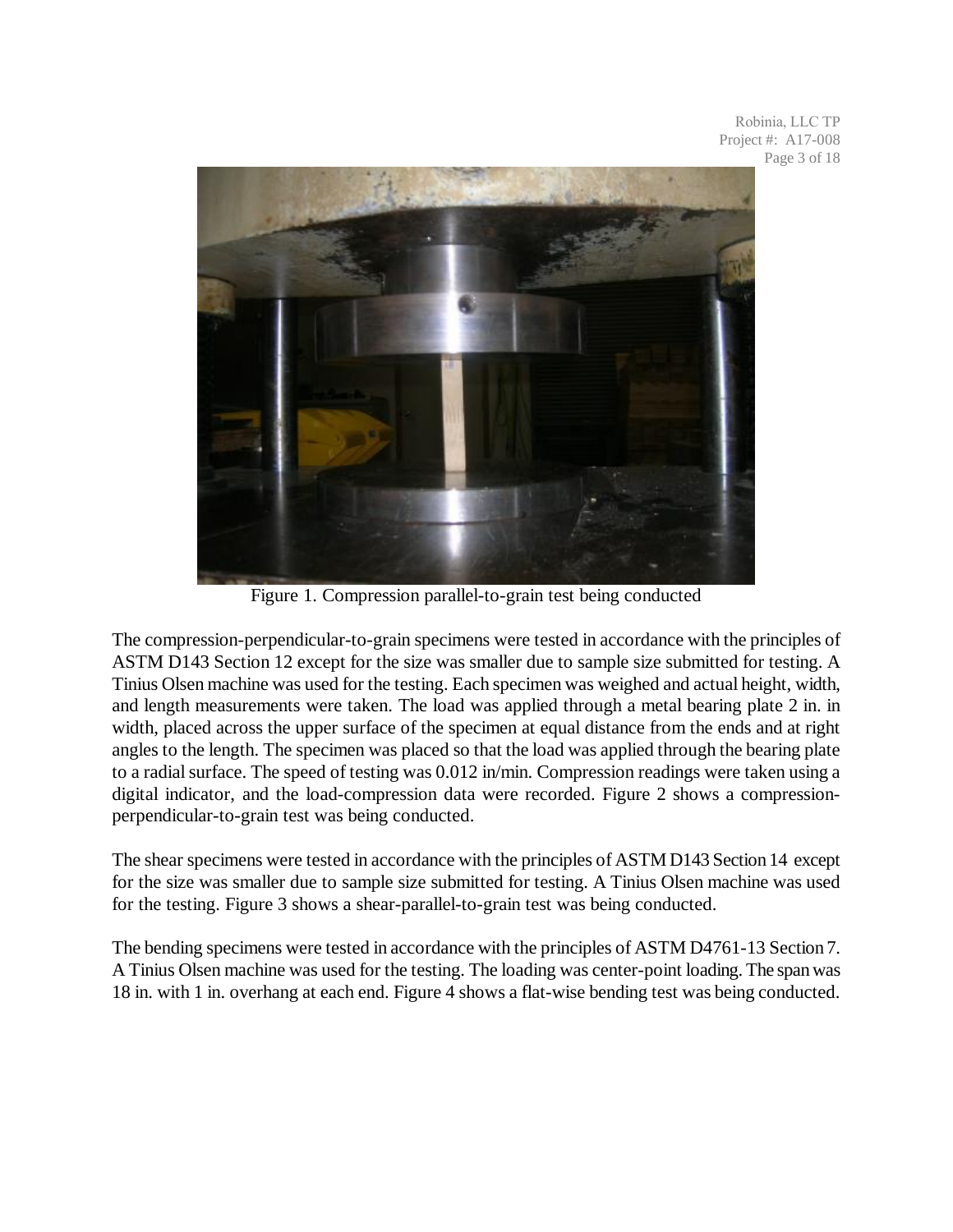Figure 1. Compression parallel-to-grain test being conducted

The compression-perpendicular-to-grain specimens were tested in accordance with the principles of ASTM D143 Section 12 except for the size was smaller due to sample size submitted for testing. A Tinius Olsen machine was used for the testing. Each specimen was weighed and actual height, width, and length measurements were taken. The load was applied through a metal bearing plate 2 in. in width, placed across the upper surface of the specimen at equal distance from the ends and at right angles to the length. The specimen was placed so that the load was applied through the bearing plate to a radial surface. The speed of testing was 0.012 in/min. Compression readings were taken using a digital indicator, and the load-compression data were recorded. Figure 2 shows a compression-perpendicular-to-grain test was being conducted.

The shear specimens were tested in accordance with the principles of ASTM D143 Section 14 except for the size was smaller due to sample size submitted for testing. A Tinius Olsen machine was used for the testing. Figure 3 shows a shear-parallel-to-grain test was being conducted.

The bending specimens were tested in accordance with the principles of ASTM D4761-13 Section 7. A Tinius Olsen machine was used for the testing. The loading was center-point loading. The span was 18 in. with 1 in. overhang at each end. Figure 4 shows a flat-wise bending test was being conducted.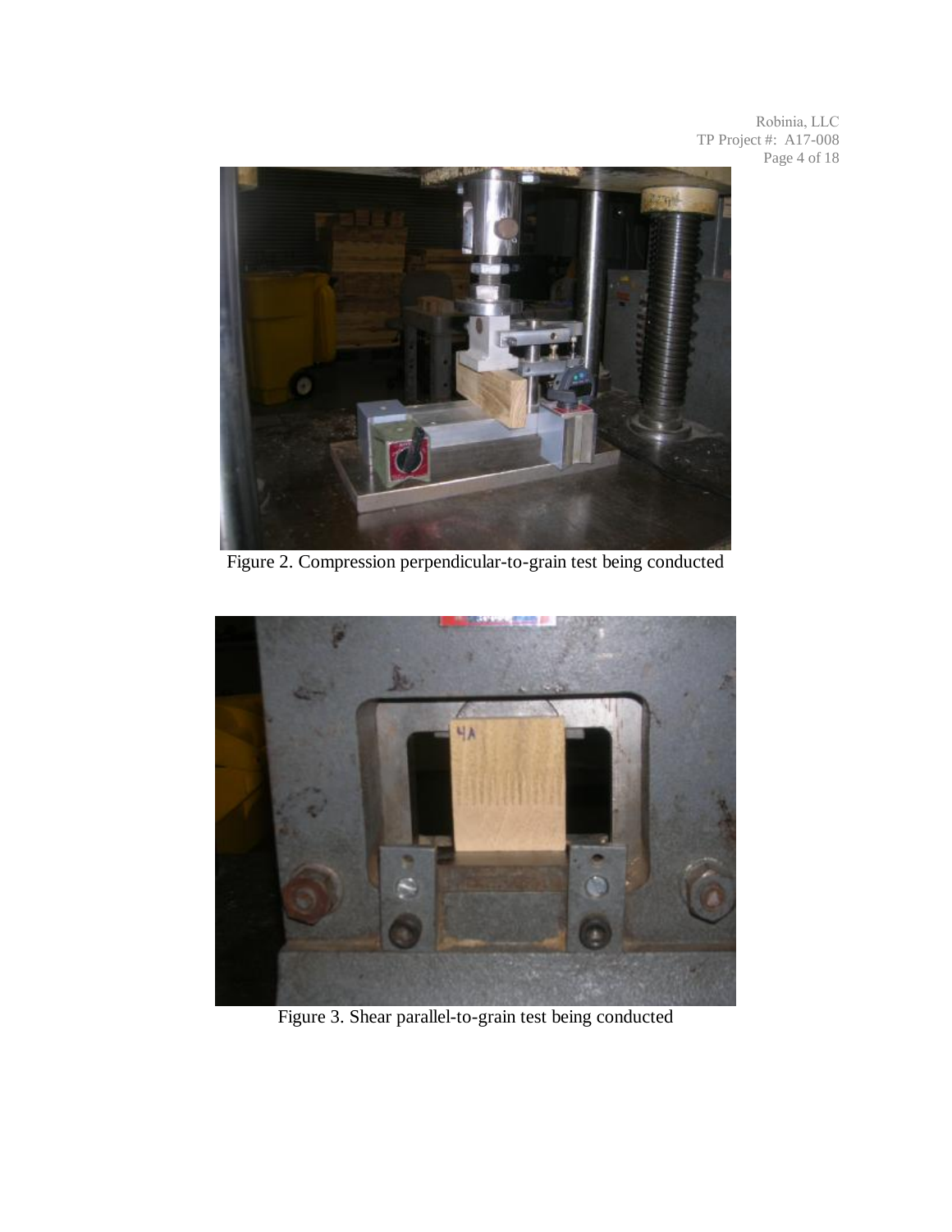Figure 2. Compression perpendicular-to-grain test being conducted

Figure 3. Shear parallel-to-grain test being conducted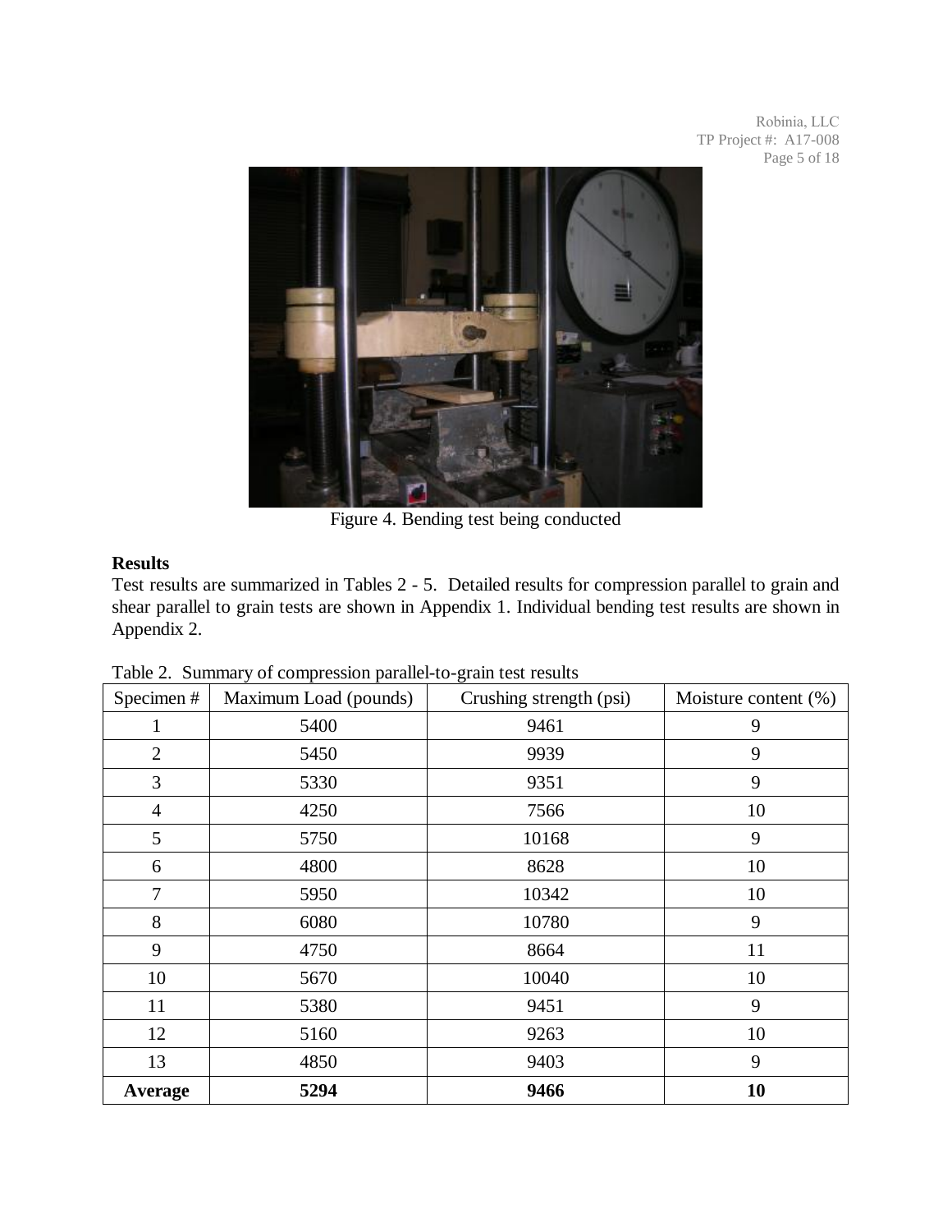Figure 4. Bending test being conducted

## Results

Test results are summarized in Tables 2 - 5. Detailed results for compression parallel to grain and shear parallel to grain tests are shown in Appendix 1. Individual bending test results are shown in Appendix 2.

Table 2. Summary of compression parallel-to-grain test results

| Specimen # | Maximum Load (pounds) | Crushing strength (psi) | Moisture content (%) |
|---|---|---|---|
| 1 | 5400 | 9461 | 9 |
| 2 | 5450 | 9939 | 9 |
| 3 | 5330 | 9351 | 9 |
| 4 | 4250 | 7566 | 10 |
| 5 | 5750 | 10168 | 9 |
| 6 | 4800 | 8628 | 10 |
| 7 | 5950 | 10342 | 10 |
| 8 | 6080 | 10780 | 9 |
| 9 | 4750 | 8664 | 11 |
| 10 | 5670 | 10040 | 10 |
| 11 | 5380 | 9451 | 9 |
| 12 | 5160 | 9263 | 10 |
| 13 | 4850 | 9403 | 9 |
| **Average** | **5294** | **9466** | **10** |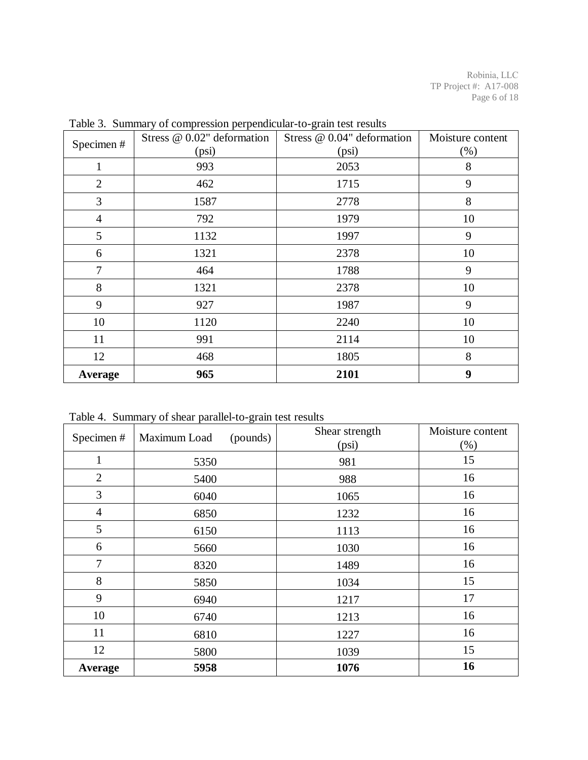Table 3. Summary of compression perpendicular-to-grain test results

| Specimen # | Stress @ 0.02" deformation (psi) | Stress @ 0.04" deformation (psi) | Moisture content (%) |
|---|---|---|---|
| 1 | 993 | 2053 | 8 |
| 2 | 462 | 1715 | 9 |
| 3 | 1587 | 2778 | 8 |
| 4 | 792 | 1979 | 10 |
| 5 | 1132 | 1997 | 9 |
| 6 | 1321 | 2378 | 10 |
| 7 | 464 | 1788 | 9 |
| 8 | 1321 | 2378 | 10 |
| 9 | 927 | 1987 | 9 |
| 10 | 1120 | 2240 | 10 |
| 11 | 991 | 2114 | 10 |
| 12 | 468 | 1805 | 8 |
| **Average** | **965** | **2101** | **9** |

Table 4. Summary of shear parallel-to-grain test results

| Specimen # | Maximum Load (pounds) | Shear strength (psi) | Moisture content (%) |
|---|---|---|---|
| 1 | 5350 | 981 | 15 |
| 2 | 5400 | 988 | 16 |
| 3 | 6040 | 1065 | 16 |
| 4 | 6850 | 1232 | 16 |
| 5 | 6150 | 1113 | 16 |
| 6 | 5660 | 1030 | 16 |
| 7 | 8320 | 1489 | 16 |
| 8 | 5850 | 1034 | 15 |
| 9 | 6940 | 1217 | 17 |
| 10 | 6740 | 1213 | 16 |
| 11 | 6810 | 1227 | 16 |
| 12 | 5800 | 1039 | 15 |
| **Average** | **5958** | **1076** | **16** |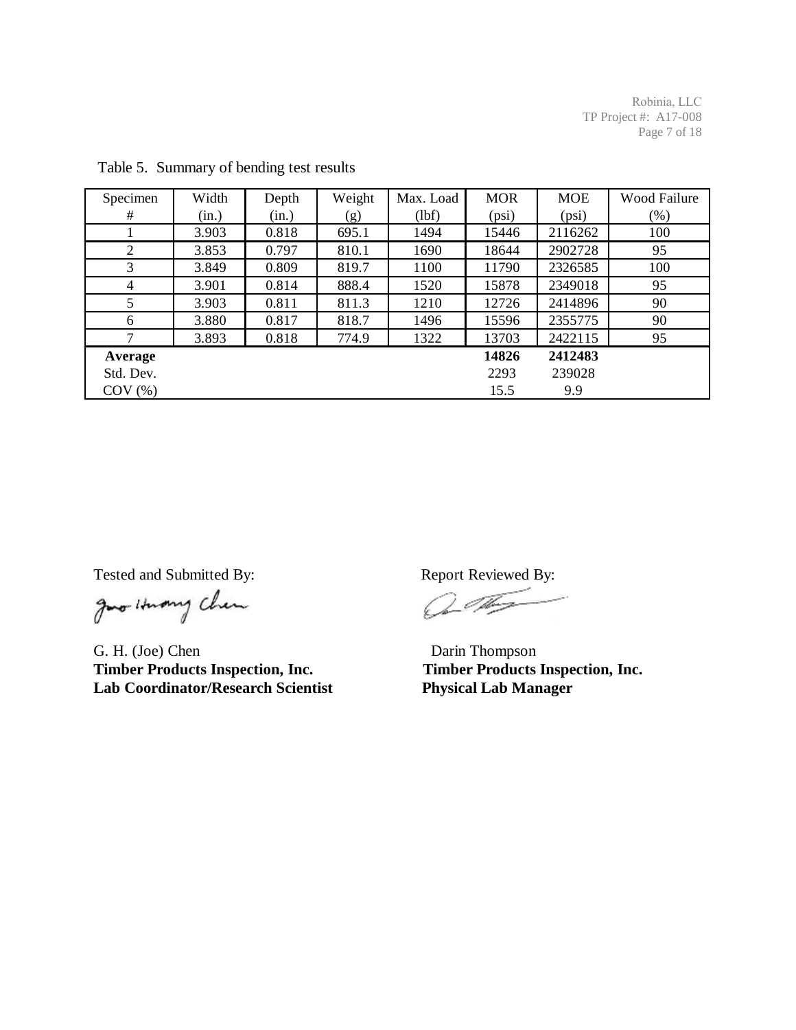Table 5. Summary of bending test results

| Specimen # | Width (in.) | Depth (in.) | Weight (g) | Max. Load (lbf) | MOR (psi) | MOE (psi) | Wood Failure (%) |
|---|---|---|---|---|---|---|---|
| 1 | 3.903 | 0.818 | 695.1 | 1494 | 15446 | 2116262 | 100 |
| 2 | 3.853 | 0.797 | 810.1 | 1690 | 18644 | 2902728 | 95 |
| 3 | 3.849 | 0.809 | 819.7 | 1100 | 11790 | 2326585 | 100 |
| 4 | 3.901 | 0.814 | 888.4 | 1520 | 15878 | 2349018 | 95 |
| 5 | 3.903 | 0.811 | 811.3 | 1210 | 12726 | 2414896 | 90 |
| 6 | 3.880 | 0.817 | 818.7 | 1496 | 15596 | 2355775 | 90 |
| 7 | 3.893 | 0.818 | 774.9 | 1322 | 13703 | 2422115 | 95 |
| **Average** | | | | | **14826** | **2412483** | |
| Std. Dev. | | | | | 2293 | 239028 | |
| COV (%) | | | | | 15.5 | 9.9 | |

Tested and Submitted By:

G. H. (Joe) Chen
**Timber Products Inspection, Inc.**
**Lab Coordinator/Research Scientist**

Report Reviewed By:

Darin Thompson
**Timber Products Inspection, Inc.**
**Physical Lab Manager**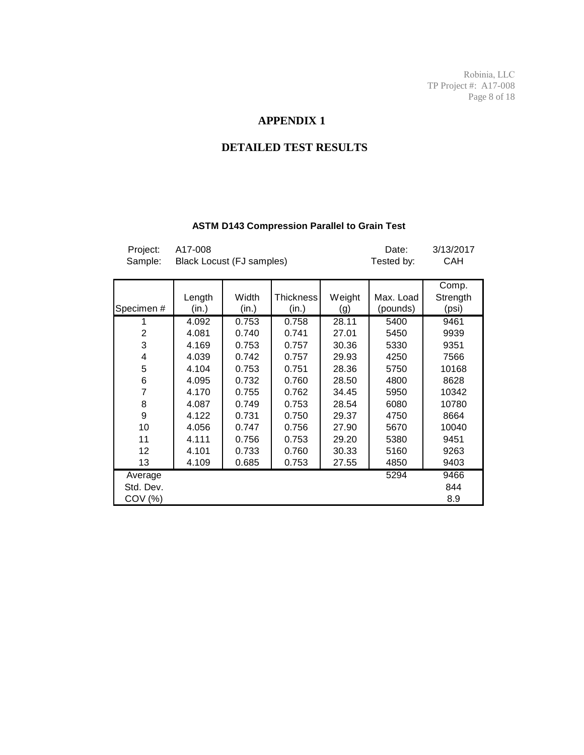# APPENDIX 1

## DETAILED TEST RESULTS

### ASTM D143 Compression Parallel to Grain Test

Project: A17-008 | Date: 3/13/2017
Sample: Black Locust (FJ samples) | Tested by: CAH

| Specimen # | Length (in.) | Width (in.) | Thickness (in.) | Weight (g) | Max. Load (pounds) | Comp. Strength (psi) |
|---|---|---|---|---|---|---|
| 1 | 4.092 | 0.753 | 0.758 | 28.11 | 5400 | 9461 |
| 2 | 4.081 | 0.740 | 0.741 | 27.01 | 5450 | 9939 |
| 3 | 4.169 | 0.753 | 0.757 | 30.36 | 5330 | 9351 |
| 4 | 4.039 | 0.742 | 0.757 | 29.93 | 4250 | 7566 |
| 5 | 4.104 | 0.753 | 0.751 | 28.36 | 5750 | 10168 |
| 6 | 4.095 | 0.732 | 0.760 | 28.50 | 4800 | 8628 |
| 7 | 4.170 | 0.755 | 0.762 | 34.45 | 5950 | 10342 |
| 8 | 4.087 | 0.749 | 0.753 | 28.54 | 6080 | 10780 |
| 9 | 4.122 | 0.731 | 0.750 | 29.37 | 4750 | 8664 |
| 10 | 4.056 | 0.747 | 0.756 | 27.90 | 5670 | 10040 |
| 11 | 4.111 | 0.756 | 0.753 | 29.20 | 5380 | 9451 |
| 12 | 4.101 | 0.733 | 0.760 | 30.33 | 5160 | 9263 |
| 13 | 4.109 | 0.685 | 0.753 | 27.55 | 4850 | 9403 |
| Average | | | | | 5294 | 9466 |
| Std. Dev. | | | | | | 844 |
| COV (%) | | | | | | 8.9 |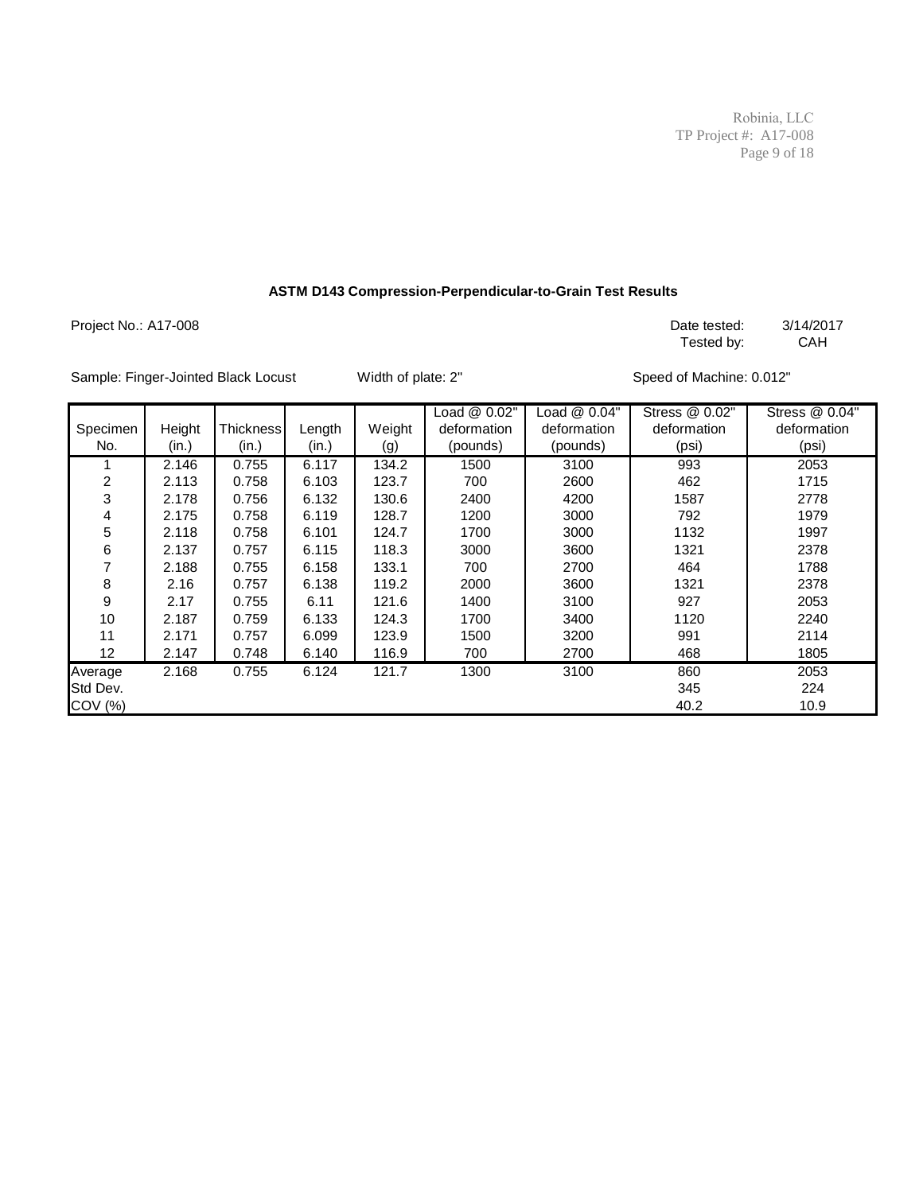### ASTM D143 Compression-Perpendicular-to-Grain Test Results

Project No.: A17-008

Date tested: 3/14/2017
Tested by: CAH

Sample: Finger-Jointed Black Locust    Width of plate: 2"    Speed of Machine: 0.012"

| Specimen No. | Height (in.) | Thickness (in.) | Length (in.) | Weight (g) | Load @ 0.02" deformation (pounds) | Load @ 0.04" deformation (pounds) | Stress @ 0.02" deformation (psi) | Stress @ 0.04" deformation (psi) |
|---|---|---|---|---|---|---|---|---|
| 1 | 2.146 | 0.755 | 6.117 | 134.2 | 1500 | 3100 | 993 | 2053 |
| 2 | 2.113 | 0.758 | 6.103 | 123.7 | 700 | 2600 | 462 | 1715 |
| 3 | 2.178 | 0.756 | 6.132 | 130.6 | 2400 | 4200 | 1587 | 2778 |
| 4 | 2.175 | 0.758 | 6.119 | 128.7 | 1200 | 3000 | 792 | 1979 |
| 5 | 2.118 | 0.758 | 6.101 | 124.7 | 1700 | 3000 | 1132 | 1997 |
| 6 | 2.137 | 0.757 | 6.115 | 118.3 | 3000 | 3600 | 1321 | 2378 |
| 7 | 2.188 | 0.755 | 6.158 | 133.1 | 700 | 2700 | 464 | 1788 |
| 8 | 2.16 | 0.757 | 6.138 | 119.2 | 2000 | 3600 | 1321 | 2378 |
| 9 | 2.17 | 0.755 | 6.11 | 121.6 | 1400 | 3100 | 927 | 2053 |
| 10 | 2.187 | 0.759 | 6.133 | 124.3 | 1700 | 3400 | 1120 | 2240 |
| 11 | 2.171 | 0.757 | 6.099 | 123.9 | 1500 | 3200 | 991 | 2114 |
| 12 | 2.147 | 0.748 | 6.140 | 116.9 | 700 | 2700 | 468 | 1805 |
| Average | 2.168 | 0.755 | 6.124 | 121.7 | 1300 | 3100 | 860 | 2053 |
| Std Dev. | | | | | | | 345 | 224 |
| COV (%) | | | | | | | 40.2 | 10.9 |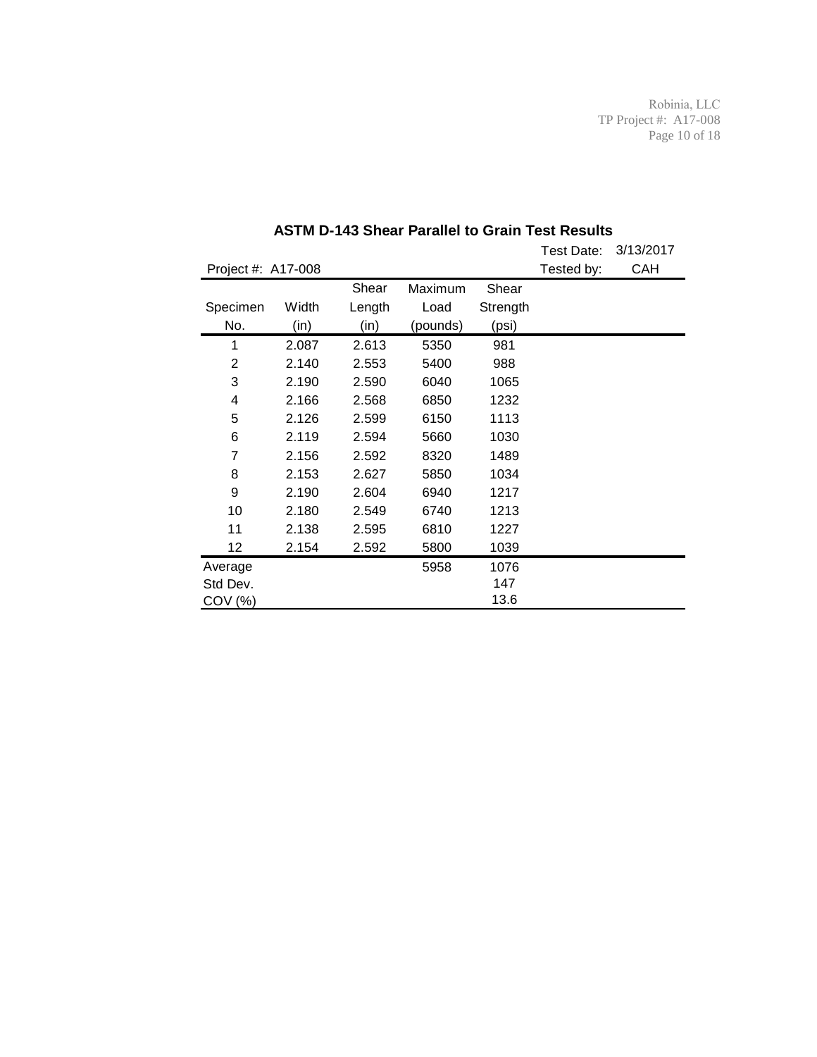## ASTM D-143 Shear Parallel to Grain Test Results

Test Date: 3/13/2017

Project #: A17-008

Tested by: CAH

| Specimen No. | Width (in) | Shear Length (in) | Maximum Load (pounds) | Shear Strength (psi) |
|---|---|---|---|---|
| 1 | 2.087 | 2.613 | 5350 | 981 |
| 2 | 2.140 | 2.553 | 5400 | 988 |
| 3 | 2.190 | 2.590 | 6040 | 1065 |
| 4 | 2.166 | 2.568 | 6850 | 1232 |
| 5 | 2.126 | 2.599 | 6150 | 1113 |
| 6 | 2.119 | 2.594 | 5660 | 1030 |
| 7 | 2.156 | 2.592 | 8320 | 1489 |
| 8 | 2.153 | 2.627 | 5850 | 1034 |
| 9 | 2.190 | 2.604 | 6940 | 1217 |
| 10 | 2.180 | 2.549 | 6740 | 1213 |
| 11 | 2.138 | 2.595 | 6810 | 1227 |
| 12 | 2.154 | 2.592 | 5800 | 1039 |
| Average | | | 5958 | 1076 |
| Std Dev. | | | | 147 |
| COV (%) | | | | 13.6 |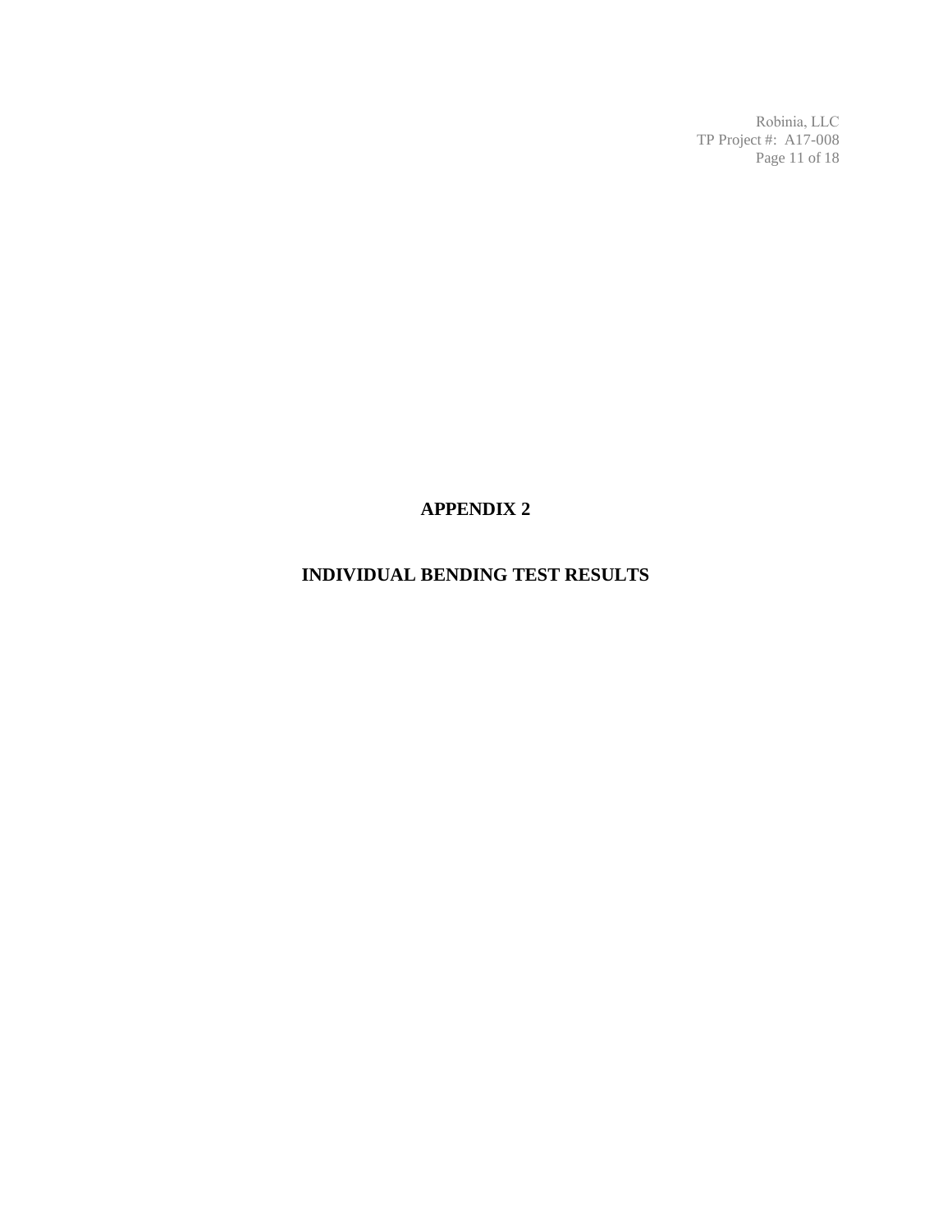# APPENDIX 2

## INDIVIDUAL BENDING TEST RESULTS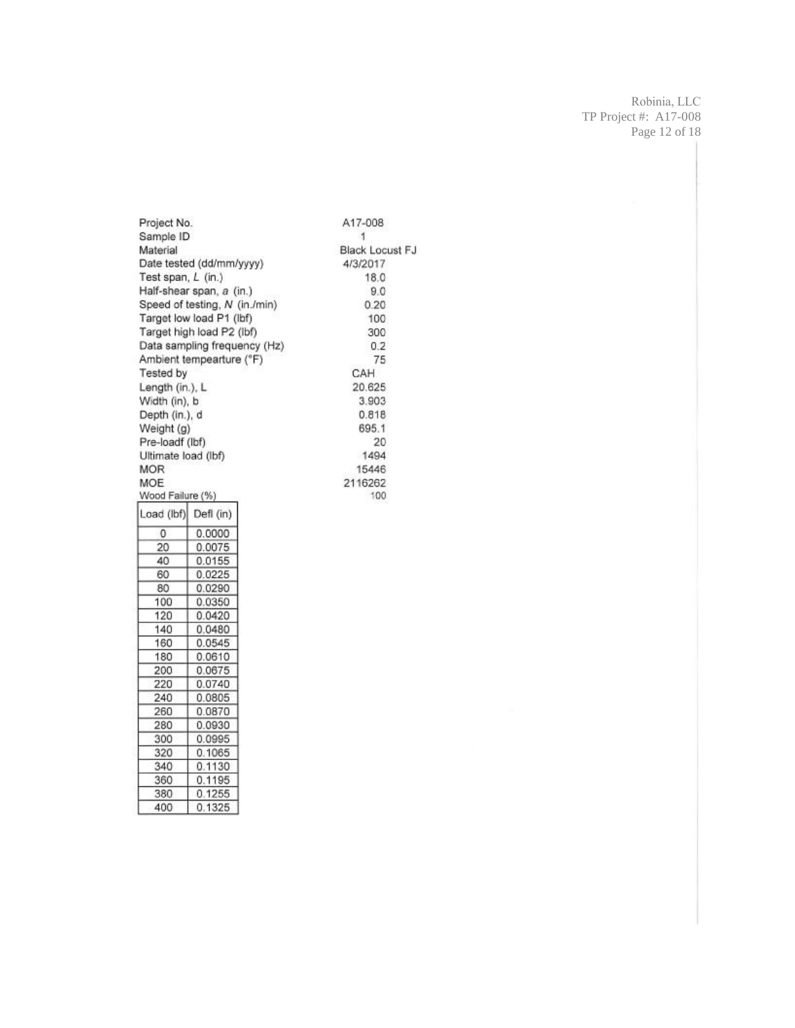| | |
|---|---|
| Project No. | A17-008 |
| Sample ID | 1 |
| Material | Black Locust FJ |
| Date tested (dd/mm/yyyy) | 4/3/2017 |
| Test span, *L* (in.) | 18.0 |
| Half-shear span, *a* (in.) | 9.0 |
| Speed of testing, *N* (in./min) | 0.20 |
| Target low load P1 (lbf) | 100 |
| Target high load P2 (lbf) | 300 |
| Data sampling frequency (Hz) | 0.2 |
| Ambient tempearture (°F) | 75 |
| Tested by | CAH |
| Length (in.), L | 20.625 |
| Width (in), b | 3.903 |
| Depth (in.), d | 0.818 |
| Weight (g) | 695.1 |
| Pre-loadf (lbf) | 20 |
| Ultimate load (lbf) | 1494 |
| MOR | 15446 |
| MOE | 2116262 |
| Wood Failure (%) | 100 |

| Load (lbf) | Defl (in) |
|---|---|
| 0 | 0.0000 |
| 20 | 0.0075 |
| 40 | 0.0155 |
| 60 | 0.0225 |
| 80 | 0.0290 |
| 100 | 0.0350 |
| 120 | 0.0420 |
| 140 | 0.0480 |
| 160 | 0.0545 |
| 180 | 0.0610 |
| 200 | 0.0675 |
| 220 | 0.0740 |
| 240 | 0.0805 |
| 260 | 0.0870 |
| 280 | 0.0930 |
| 300 | 0.0995 |
| 320 | 0.1065 |
| 340 | 0.1130 |
| 360 | 0.1195 |
| 380 | 0.1255 |
| 400 | 0.1325 |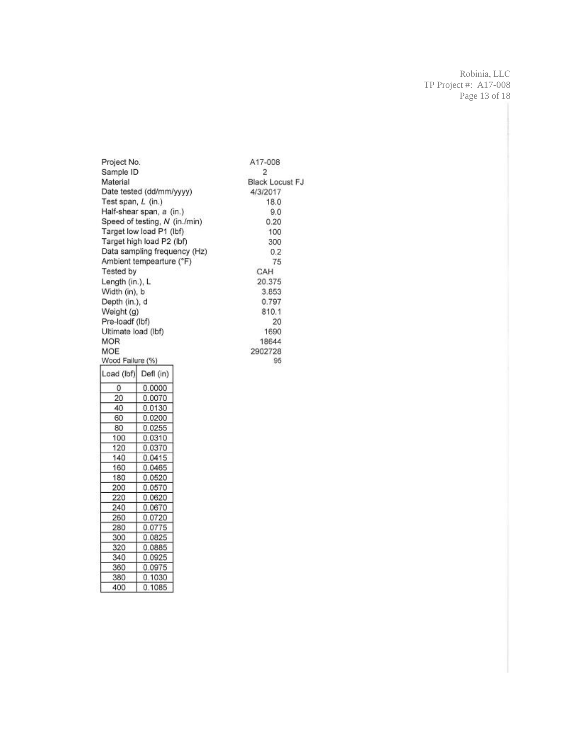| | |
|---|---|
| Project No. | A17-008 |
| Sample ID | 2 |
| Material | Black Locust FJ |
| Date tested (dd/mm/yyyy) | 4/3/2017 |
| Test span, *L* (in.) | 18.0 |
| Half-shear span, *a* (in.) | 9.0 |
| Speed of testing, *N* (in./min) | 0.20 |
| Target low load P1 (lbf) | 100 |
| Target high load P2 (lbf) | 300 |
| Data sampling frequency (Hz) | 0.2 |
| Ambient tempearture (°F) | 75 |
| Tested by | CAH |
| Length (in.), L | 20.375 |
| Width (in), b | 3.853 |
| Depth (in.), d | 0.797 |
| Weight (g) | 810.1 |
| Pre-loadf (lbf) | 20 |
| Ultimate load (lbf) | 1690 |
| MOR | 18644 |
| MOE | 2902728 |
| Wood Failure (%) | 95 |

| Load (lbf) | Defl (in) |
|---|---|
| 0 | 0.0000 |
| 20 | 0.0070 |
| 40 | 0.0130 |
| 60 | 0.0200 |
| 80 | 0.0255 |
| 100 | 0.0310 |
| 120 | 0.0370 |
| 140 | 0.0415 |
| 160 | 0.0465 |
| 180 | 0.0520 |
| 200 | 0.0570 |
| 220 | 0.0620 |
| 240 | 0.0670 |
| 260 | 0.0720 |
| 280 | 0.0775 |
| 300 | 0.0825 |
| 320 | 0.0885 |
| 340 | 0.0925 |
| 360 | 0.0975 |
| 380 | 0.1030 |
| 400 | 0.1085 |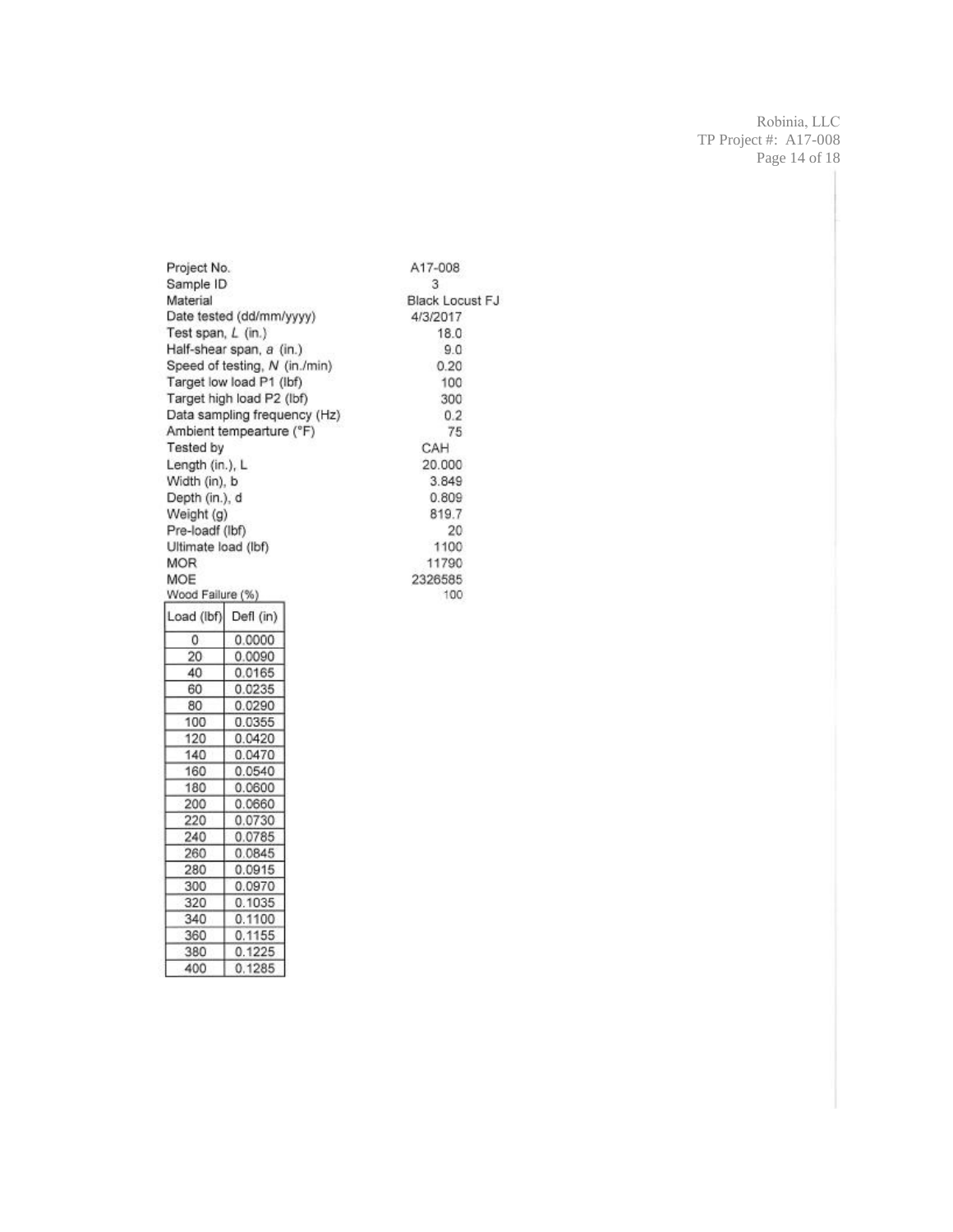| | |
|---|---|
| Project No. | A17-008 |
| Sample ID | 3 |
| Material | Black Locust FJ |
| Date tested (dd/mm/yyyy) | 4/3/2017 |
| Test span, *L* (in.) | 18.0 |
| Half-shear span, *a* (in.) | 9.0 |
| Speed of testing, *N* (in./min) | 0.20 |
| Target low load P1 (lbf) | 100 |
| Target high load P2 (lbf) | 300 |
| Data sampling frequency (Hz) | 0.2 |
| Ambient tempearture (°F) | 75 |
| Tested by | CAH |
| Length (in.), L | 20.000 |
| Width (in), b | 3.849 |
| Depth (in.), d | 0.809 |
| Weight (g) | 819.7 |
| Pre-loadf (lbf) | 20 |
| Ultimate load (lbf) | 1100 |
| MOR | 11790 |
| MOE | 2326585 |
| Wood Failure (%) | 100 |

| Load (lbf) | Defl (in) |
|---|---|
| 0 | 0.0000 |
| 20 | 0.0090 |
| 40 | 0.0165 |
| 60 | 0.0235 |
| 80 | 0.0290 |
| 100 | 0.0355 |
| 120 | 0.0420 |
| 140 | 0.0470 |
| 160 | 0.0540 |
| 180 | 0.0600 |
| 200 | 0.0660 |
| 220 | 0.0730 |
| 240 | 0.0785 |
| 260 | 0.0845 |
| 280 | 0.0915 |
| 300 | 0.0970 |
| 320 | 0.1035 |
| 340 | 0.1100 |
| 360 | 0.1155 |
| 380 | 0.1225 |
| 400 | 0.1285 |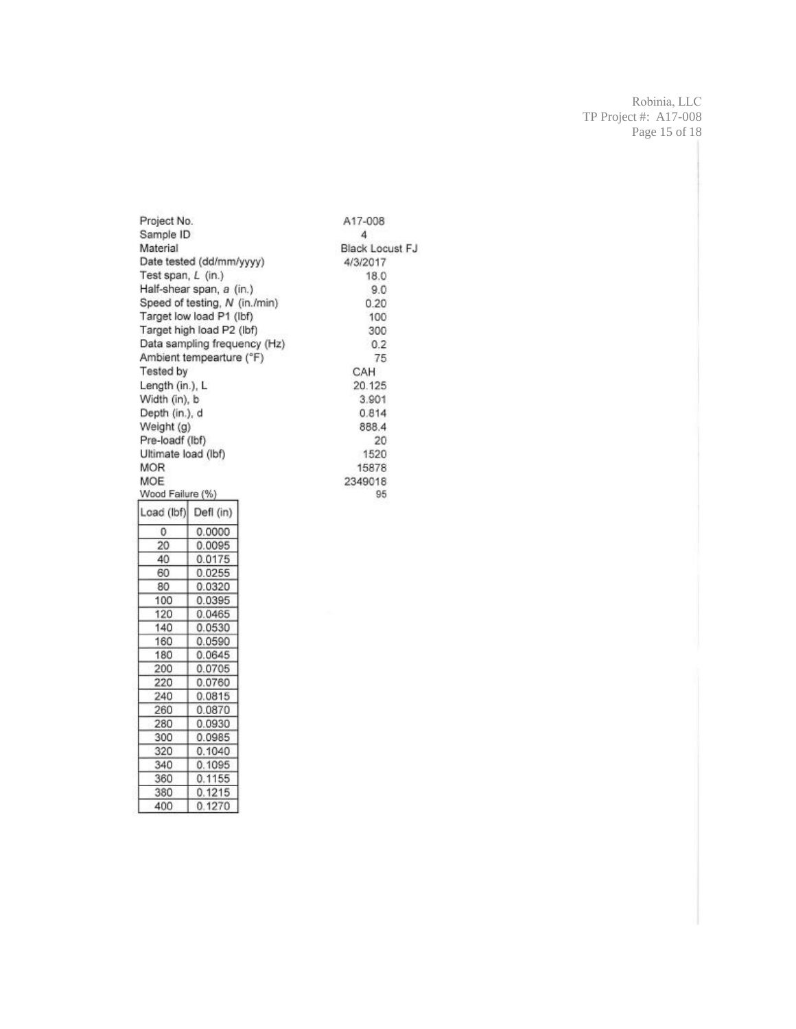| | |
|---|---|
| Project No. | A17-008 |
| Sample ID | 4 |
| Material | Black Locust FJ |
| Date tested (dd/mm/yyyy) | 4/3/2017 |
| Test span, *L* (in.) | 18.0 |
| Half-shear span, *a* (in.) | 9.0 |
| Speed of testing, *N* (in./min) | 0.20 |
| Target low load P1 (lbf) | 100 |
| Target high load P2 (lbf) | 300 |
| Data sampling frequency (Hz) | 0.2 |
| Ambient tempearture (°F) | 75 |
| Tested by | CAH |
| Length (in.), L | 20.125 |
| Width (in), b | 3.901 |
| Depth (in.), d | 0.814 |
| Weight (g) | 888.4 |
| Pre-loadf (lbf) | 20 |
| Ultimate load (lbf) | 1520 |
| MOR | 15878 |
| MOE | 2349018 |
| Wood Failure (%) | 95 |

| Load (lbf) | Defl (in) |
|---|---|
| 0 | 0.0000 |
| 20 | 0.0095 |
| 40 | 0.0175 |
| 60 | 0.0255 |
| 80 | 0.0320 |
| 100 | 0.0395 |
| 120 | 0.0465 |
| 140 | 0.0530 |
| 160 | 0.0590 |
| 180 | 0.0645 |
| 200 | 0.0705 |
| 220 | 0.0760 |
| 240 | 0.0815 |
| 260 | 0.0870 |
| 280 | 0.0930 |
| 300 | 0.0985 |
| 320 | 0.1040 |
| 340 | 0.1095 |
| 360 | 0.1155 |
| 380 | 0.1215 |
| 400 | 0.1270 |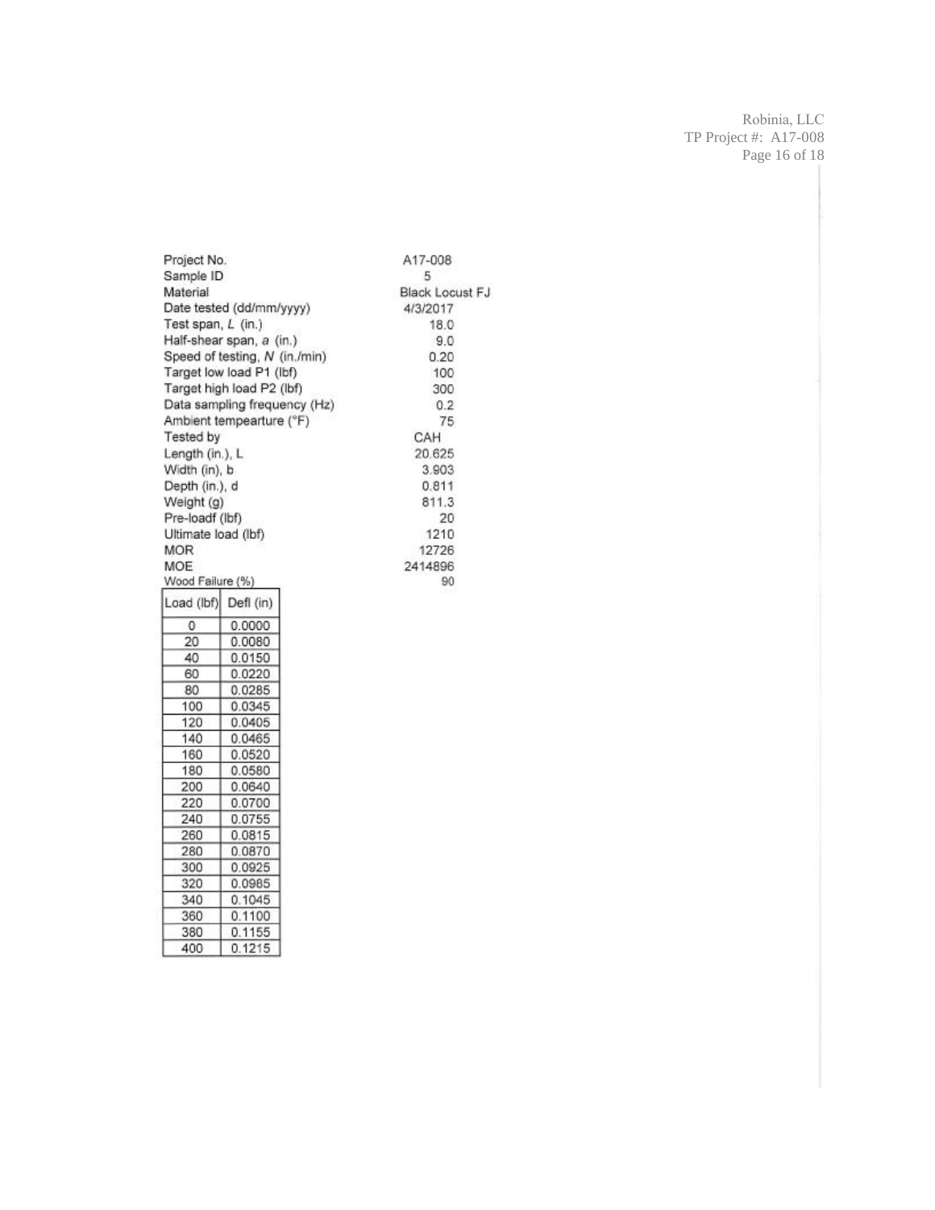| | |
|---|---|
| Project No. | A17-008 |
| Sample ID | 5 |
| Material | Black Locust FJ |
| Date tested (dd/mm/yyyy) | 4/3/2017 |
| Test span, *L* (in.) | 18.0 |
| Half-shear span, *a* (in.) | 9.0 |
| Speed of testing, *N* (in./min) | 0.20 |
| Target low load P1 (lbf) | 100 |
| Target high load P2 (lbf) | 300 |
| Data sampling frequency (Hz) | 0.2 |
| Ambient tempearture (°F) | 75 |
| Tested by | CAH |
| Length (in.), L | 20.625 |
| Width (in), b | 3.903 |
| Depth (in.), d | 0.811 |
| Weight (g) | 811.3 |
| Pre-loadf (lbf) | 20 |
| Ultimate load (lbf) | 1210 |
| MOR | 12726 |
| MOE | 2414896 |
| Wood Failure (%) | 90 |

| Load (lbf) | Defl (in) |
|---|---|
| 0 | 0.0000 |
| 20 | 0.0080 |
| 40 | 0.0150 |
| 60 | 0.0220 |
| 80 | 0.0285 |
| 100 | 0.0345 |
| 120 | 0.0405 |
| 140 | 0.0465 |
| 160 | 0.0520 |
| 180 | 0.0580 |
| 200 | 0.0640 |
| 220 | 0.0700 |
| 240 | 0.0755 |
| 260 | 0.0815 |
| 280 | 0.0870 |
| 300 | 0.0925 |
| 320 | 0.0985 |
| 340 | 0.1045 |
| 360 | 0.1100 |
| 380 | 0.1155 |
| 400 | 0.1215 |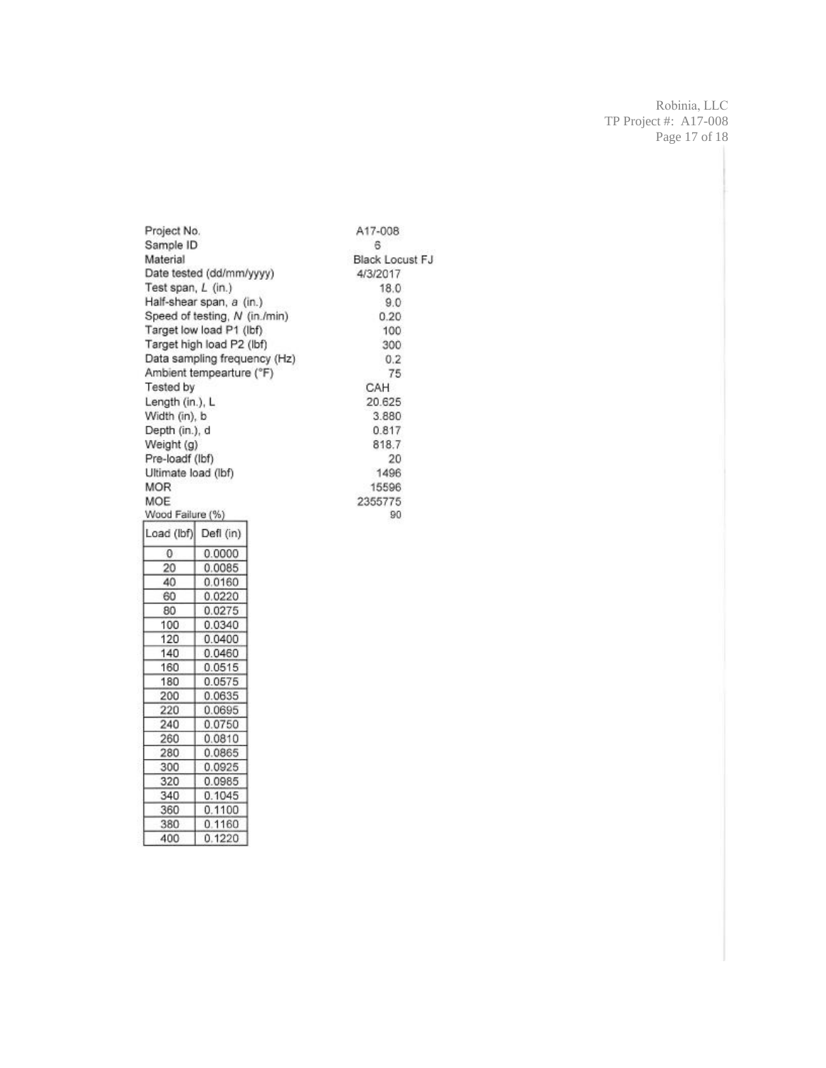| | |
|---|---|
| Project No. | A17-008 |
| Sample ID | 6 |
| Material | Black Locust FJ |
| Date tested (dd/mm/yyyy) | 4/3/2017 |
| Test span, *L* (in.) | 18.0 |
| Half-shear span, *a* (in.) | 9.0 |
| Speed of testing, *N* (in./min) | 0.20 |
| Target low load P1 (lbf) | 100 |
| Target high load P2 (lbf) | 300 |
| Data sampling frequency (Hz) | 0.2 |
| Ambient tempearture (°F) | 75 |
| Tested by | CAH |
| Length (in.), L | 20.625 |
| Width (in), b | 3.880 |
| Depth (in.), d | 0.817 |
| Weight (g) | 818.7 |
| Pre-loadf (lbf) | 20 |
| Ultimate load (lbf) | 1496 |
| MOR | 15596 |
| MOE | 2355775 |
| Wood Failure (%) | 90 |

| Load (lbf) | Defl (in) |
|---|---|
| 0 | 0.0000 |
| 20 | 0.0085 |
| 40 | 0.0160 |
| 60 | 0.0220 |
| 80 | 0.0275 |
| 100 | 0.0340 |
| 120 | 0.0400 |
| 140 | 0.0460 |
| 160 | 0.0515 |
| 180 | 0.0575 |
| 200 | 0.0635 |
| 220 | 0.0695 |
| 240 | 0.0750 |
| 260 | 0.0810 |
| 280 | 0.0865 |
| 300 | 0.0925 |
| 320 | 0.0985 |
| 340 | 0.1045 |
| 360 | 0.1100 |
| 380 | 0.1160 |
| 400 | 0.1220 |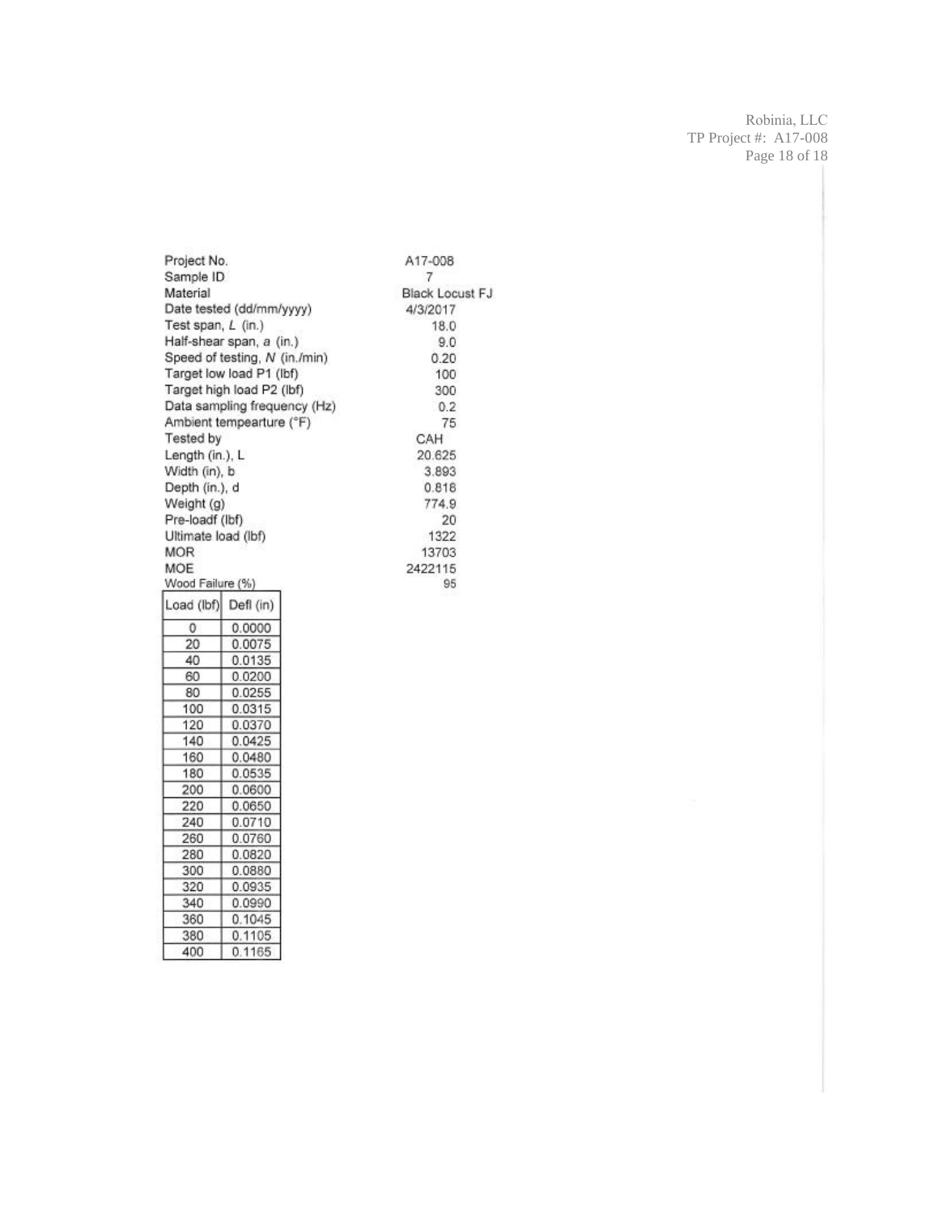| | |
|---|---|
| Project No. | A17-008 |
| Sample ID | 7 |
| Material | Black Locust FJ |
| Date tested (dd/mm/yyyy) | 4/3/2017 |
| Test span, *L* (in.) | 18.0 |
| Half-shear span, *a* (in.) | 9.0 |
| Speed of testing, *N* (in./min) | 0.20 |
| Target low load P1 (lbf) | 100 |
| Target high load P2 (lbf) | 300 |
| Data sampling frequency (Hz) | 0.2 |
| Ambient tempearture (°F) | 75 |
| Tested by | CAH |
| Length (in.), L | 20.625 |
| Width (in), b | 3.893 |
| Depth (in.), d | 0.818 |
| Weight (g) | 774.9 |
| Pre-loadf (lbf) | 20 |
| Ultimate load (lbf) | 1322 |
| MOR | 13703 |
| MOE | 2422115 |
| Wood Failure (%) | 95 |

| Load (lbf) | Defl (in) |
|---|---|
| 0 | 0.0000 |
| 20 | 0.0075 |
| 40 | 0.0135 |
| 60 | 0.0200 |
| 80 | 0.0255 |
| 100 | 0.0315 |
| 120 | 0.0370 |
| 140 | 0.0425 |
| 160 | 0.0480 |
| 180 | 0.0535 |
| 200 | 0.0600 |
| 220 | 0.0650 |
| 240 | 0.0710 |
| 260 | 0.0760 |
| 280 | 0.0820 |
| 300 | 0.0880 |
| 320 | 0.0935 |
| 340 | 0.0990 |
| 360 | 0.1045 |
| 380 | 0.1105 |
| 400 | 0.1165 |